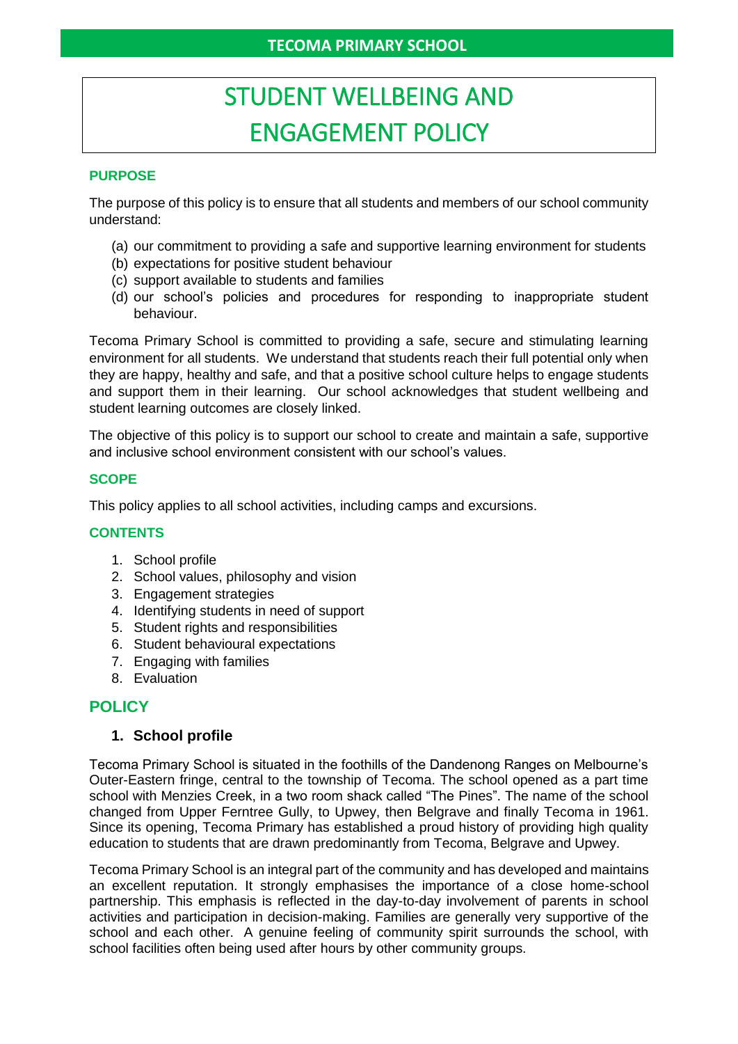# STUDENT WELLBEING AND ENGAGEMENT POLICY

## PURPOSE

The purpose of this policy is to ensure that all students and members of our school community understand:

(a) our commitment to providing a safe and supportive learning environment for students
(b) expectations for positive student behaviour
(c) support available to students and families
(d) our school's policies and procedures for responding to inappropriate student behaviour.

Tecoma Primary School is committed to providing a safe, secure and stimulating learning environment for all students. We understand that students reach their full potential only when they are happy, healthy and safe, and that a positive school culture helps to engage students and support them in their learning. Our school acknowledges that student wellbeing and student learning outcomes are closely linked.

The objective of this policy is to support our school to create and maintain a safe, supportive and inclusive school environment consistent with our school's values.

## SCOPE

This policy applies to all school activities, including camps and excursions.

## CONTENTS

1. School profile
2. School values, philosophy and vision
3. Engagement strategies
4. Identifying students in need of support
5. Student rights and responsibilities
6. Student behavioural expectations
7. Engaging with families
8. Evaluation

## POLICY

### 1. School profile

Tecoma Primary School is situated in the foothills of the Dandenong Ranges on Melbourne's Outer-Eastern fringe, central to the township of Tecoma. The school opened as a part time school with Menzies Creek, in a two room shack called "The Pines". The name of the school changed from Upper Ferntree Gully, to Upwey, then Belgrave and finally Tecoma in 1961. Since its opening, Tecoma Primary has established a proud history of providing high quality education to students that are drawn predominantly from Tecoma, Belgrave and Upwey.

Tecoma Primary School is an integral part of the community and has developed and maintains an excellent reputation. It strongly emphasises the importance of a close home-school partnership. This emphasis is reflected in the day-to-day involvement of parents in school activities and participation in decision-making. Families are generally very supportive of the school and each other. A genuine feeling of community spirit surrounds the school, with school facilities often being used after hours by other community groups.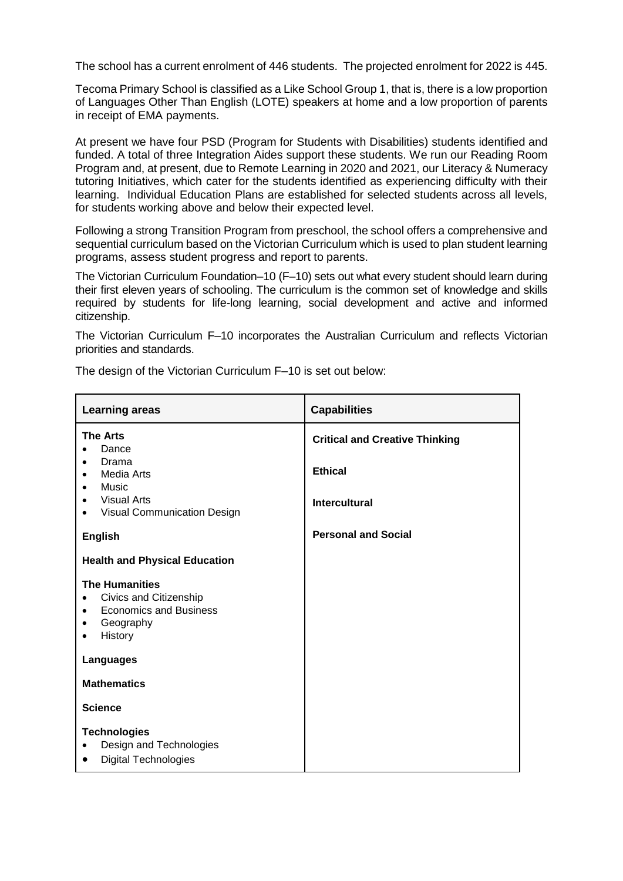The school has a current enrolment of 446 students. The projected enrolment for 2022 is 445.

Tecoma Primary School is classified as a Like School Group 1, that is, there is a low proportion of Languages Other Than English (LOTE) speakers at home and a low proportion of parents in receipt of EMA payments.

At present we have four PSD (Program for Students with Disabilities) students identified and funded. A total of three Integration Aides support these students. We run our Reading Room Program and, at present, due to Remote Learning in 2020 and 2021, our Literacy & Numeracy tutoring Initiatives, which cater for the students identified as experiencing difficulty with their learning. Individual Education Plans are established for selected students across all levels, for students working above and below their expected level.

Following a strong Transition Program from preschool, the school offers a comprehensive and sequential curriculum based on the Victorian Curriculum which is used to plan student learning programs, assess student progress and report to parents.

The Victorian Curriculum Foundation–10 (F–10) sets out what every student should learn during their first eleven years of schooling. The curriculum is the common set of knowledge and skills required by students for life-long learning, social development and active and informed citizenship.

The Victorian Curriculum F–10 incorporates the Australian Curriculum and reflects Victorian priorities and standards.

The design of the Victorian Curriculum F–10 is set out below:

| Learning areas | Capabilities |
|---|---|
| **The Arts**<br>• Dance<br>• Drama<br>• Media Arts<br>• Music<br>• Visual Arts<br>• Visual Communication Design | **Critical and Creative Thinking**<br><br>**Ethical**<br><br>**Intercultural** |
| **English** | **Personal and Social** |
| **Health and Physical Education** | |
| **The Humanities**<br>• Civics and Citizenship<br>• Economics and Business<br>• Geography<br>• History | |
| **Languages** | |
| **Mathematics** | |
| **Science** | |
| **Technologies**<br>• Design and Technologies<br>• Digital Technologies | |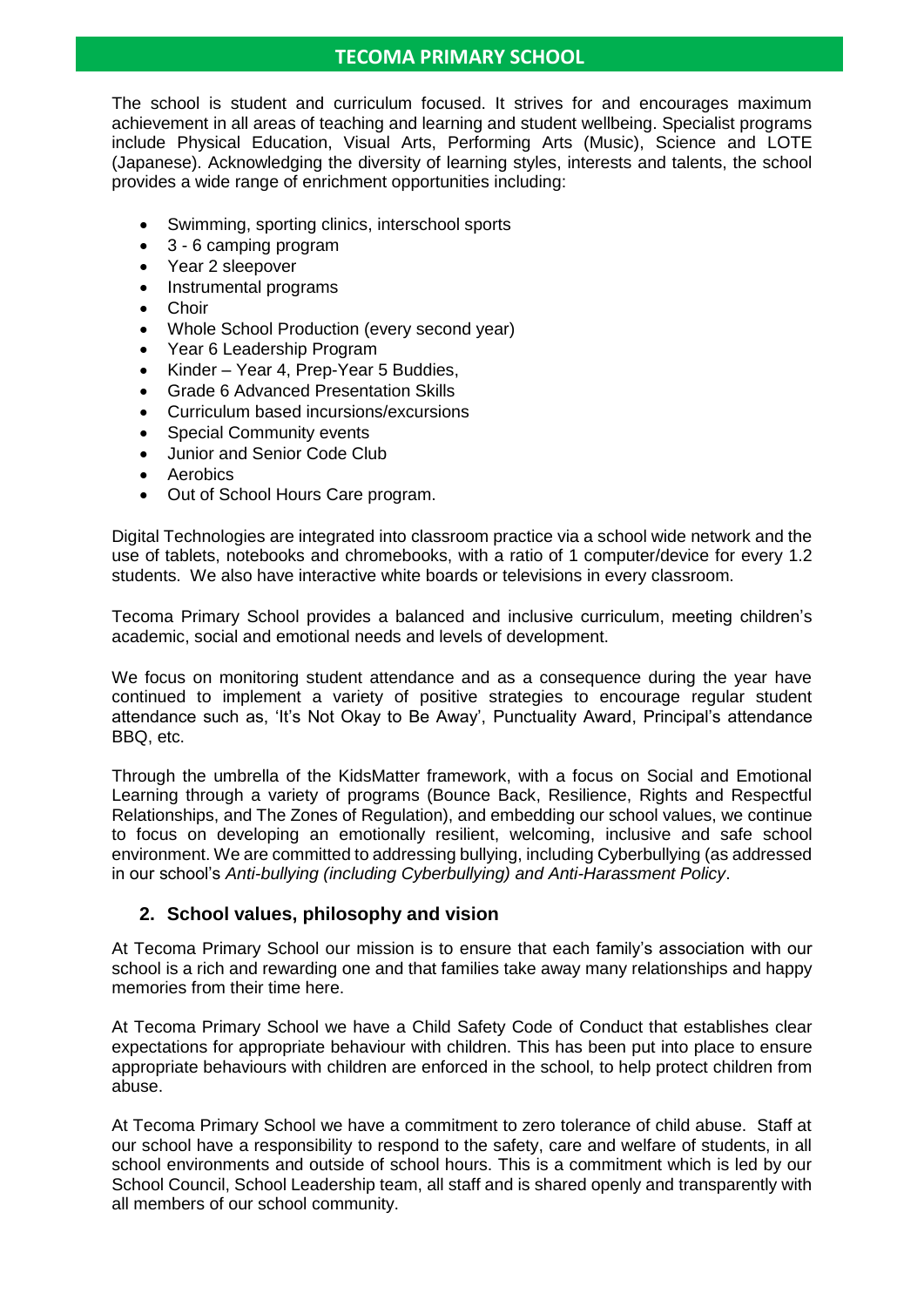The school is student and curriculum focused. It strives for and encourages maximum achievement in all areas of teaching and learning and student wellbeing. Specialist programs include Physical Education, Visual Arts, Performing Arts (Music), Science and LOTE (Japanese). Acknowledging the diversity of learning styles, interests and talents, the school provides a wide range of enrichment opportunities including:

- Swimming, sporting clinics, interschool sports
- 3 - 6 camping program
- Year 2 sleepover
- Instrumental programs
- Choir
- Whole School Production (every second year)
- Year 6 Leadership Program
- Kinder – Year 4, Prep-Year 5 Buddies,
- Grade 6 Advanced Presentation Skills
- Curriculum based incursions/excursions
- Special Community events
- Junior and Senior Code Club
- Aerobics
- Out of School Hours Care program.

Digital Technologies are integrated into classroom practice via a school wide network and the use of tablets, notebooks and chromebooks, with a ratio of 1 computer/device for every 1.2 students. We also have interactive white boards or televisions in every classroom.

Tecoma Primary School provides a balanced and inclusive curriculum, meeting children's academic, social and emotional needs and levels of development.

We focus on monitoring student attendance and as a consequence during the year have continued to implement a variety of positive strategies to encourage regular student attendance such as, 'It's Not Okay to Be Away', Punctuality Award, Principal's attendance BBQ, etc.

Through the umbrella of the KidsMatter framework, with a focus on Social and Emotional Learning through a variety of programs (Bounce Back, Resilience, Rights and Respectful Relationships, and The Zones of Regulation), and embedding our school values, we continue to focus on developing an emotionally resilient, welcoming, inclusive and safe school environment. We are committed to addressing bullying, including Cyberbullying (as addressed in our school's *Anti-bullying (including Cyberbullying) and Anti-Harassment Policy*.

## 2. School values, philosophy and vision

At Tecoma Primary School our mission is to ensure that each family's association with our school is a rich and rewarding one and that families take away many relationships and happy memories from their time here.

At Tecoma Primary School we have a Child Safety Code of Conduct that establishes clear expectations for appropriate behaviour with children. This has been put into place to ensure appropriate behaviours with children are enforced in the school, to help protect children from abuse.

At Tecoma Primary School we have a commitment to zero tolerance of child abuse. Staff at our school have a responsibility to respond to the safety, care and welfare of students, in all school environments and outside of school hours. This is a commitment which is led by our School Council, School Leadership team, all staff and is shared openly and transparently with all members of our school community.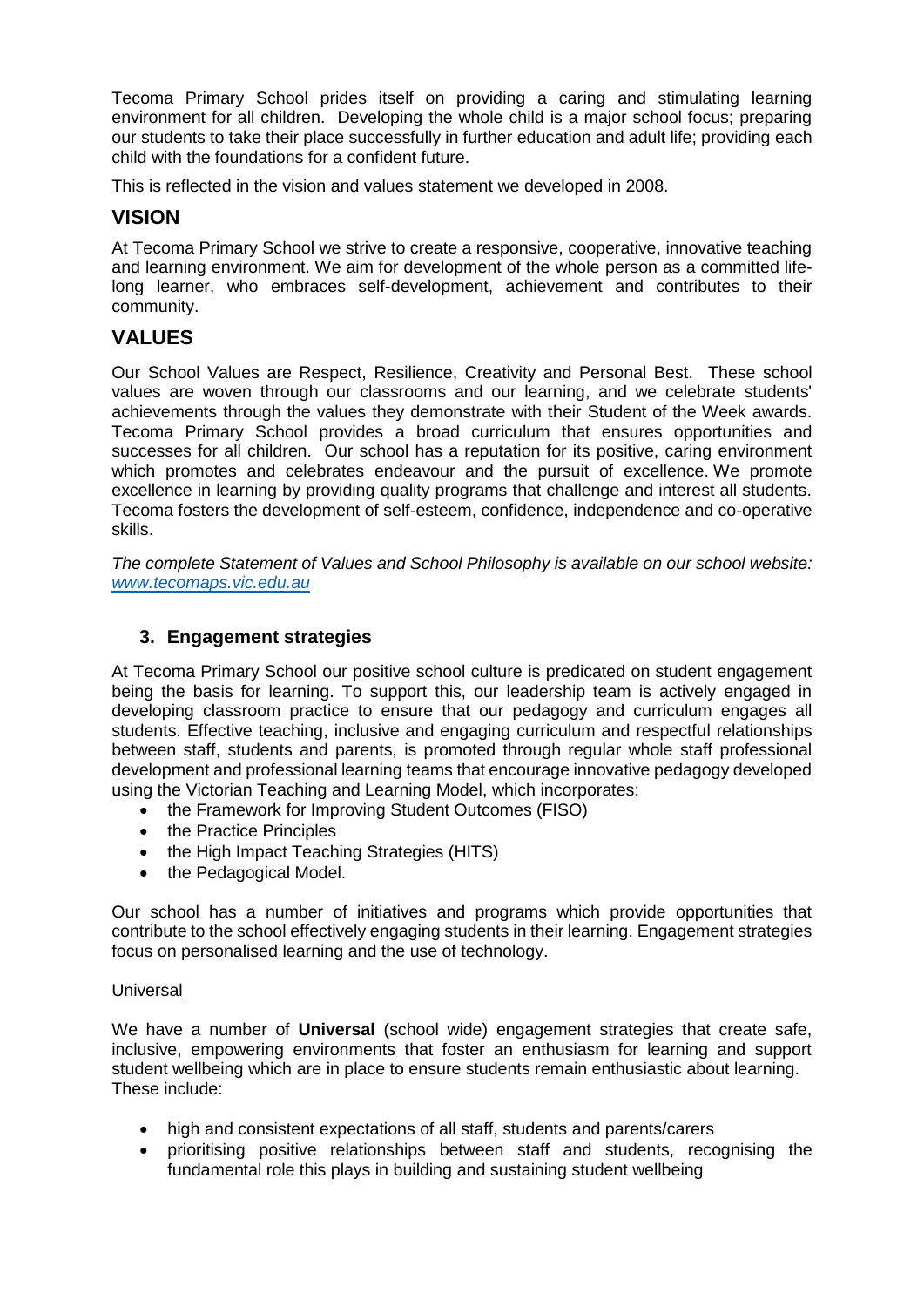Tecoma Primary School prides itself on providing a caring and stimulating learning environment for all children. Developing the whole child is a major school focus; preparing our students to take their place successfully in further education and adult life; providing each child with the foundations for a confident future.

This is reflected in the vision and values statement we developed in 2008.

## VISION

At Tecoma Primary School we strive to create a responsive, cooperative, innovative teaching and learning environment. We aim for development of the whole person as a committed life-long learner, who embraces self-development, achievement and contributes to their community.

## VALUES

Our School Values are Respect, Resilience, Creativity and Personal Best. These school values are woven through our classrooms and our learning, and we celebrate students' achievements through the values they demonstrate with their Student of the Week awards. Tecoma Primary School provides a broad curriculum that ensures opportunities and successes for all children. Our school has a reputation for its positive, caring environment which promotes and celebrates endeavour and the pursuit of excellence. We promote excellence in learning by providing quality programs that challenge and interest all students. Tecoma fosters the development of self-esteem, confidence, independence and co-operative skills.

*The complete Statement of Values and School Philosophy is available on our school website: [www.tecomaps.vic.edu.au](http://www.tecomaps.vic.edu.au)*

### 3. Engagement strategies

At Tecoma Primary School our positive school culture is predicated on student engagement being the basis for learning. To support this, our leadership team is actively engaged in developing classroom practice to ensure that our pedagogy and curriculum engages all students. Effective teaching, inclusive and engaging curriculum and respectful relationships between staff, students and parents, is promoted through regular whole staff professional development and professional learning teams that encourage innovative pedagogy developed using the Victorian Teaching and Learning Model, which incorporates:

- the Framework for Improving Student Outcomes (FISO)
- the Practice Principles
- the High Impact Teaching Strategies (HITS)
- the Pedagogical Model.

Our school has a number of initiatives and programs which provide opportunities that contribute to the school effectively engaging students in their learning. Engagement strategies focus on personalised learning and the use of technology.

<u>Universal</u>

We have a number of **Universal** (school wide) engagement strategies that create safe, inclusive, empowering environments that foster an enthusiasm for learning and support student wellbeing which are in place to ensure students remain enthusiastic about learning. These include:

- high and consistent expectations of all staff, students and parents/carers
- prioritising positive relationships between staff and students, recognising the fundamental role this plays in building and sustaining student wellbeing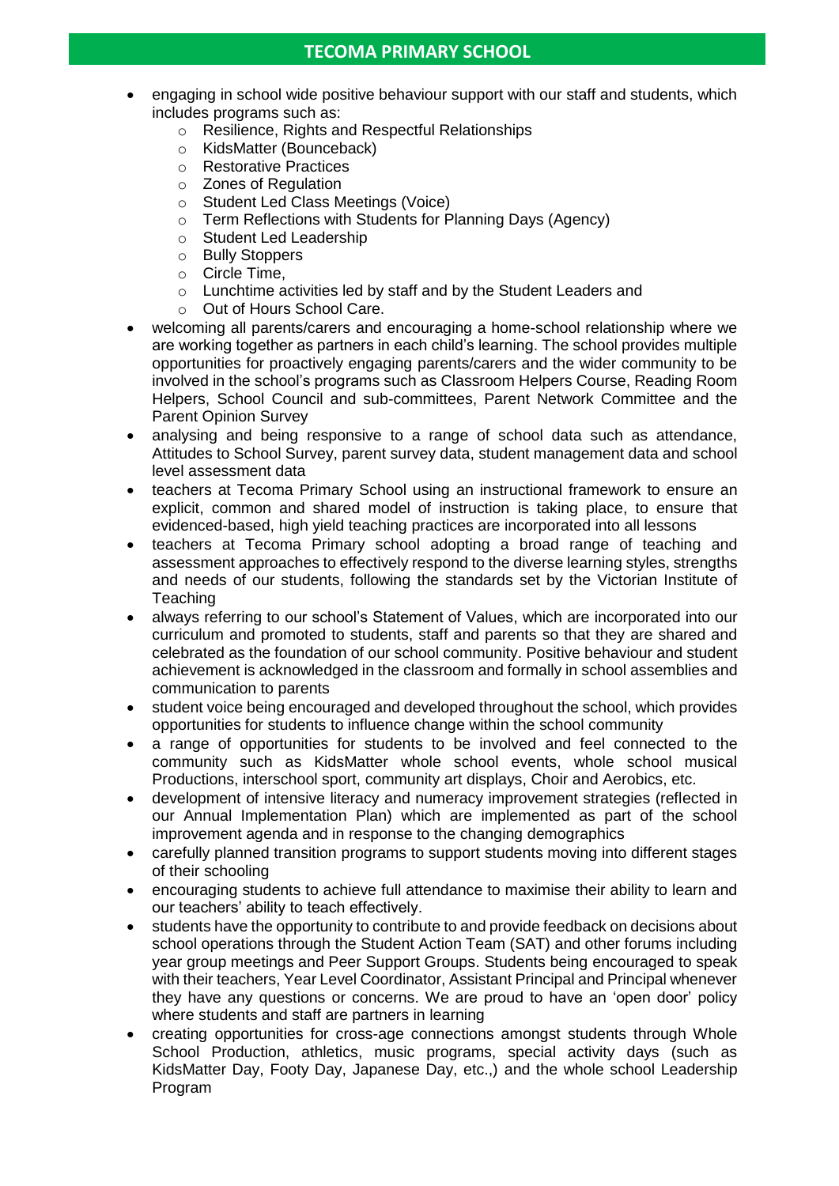- engaging in school wide positive behaviour support with our staff and students, which includes programs such as:
    - Resilience, Rights and Respectful Relationships
    - KidsMatter (Bounceback)
    - Restorative Practices
    - Zones of Regulation
    - Student Led Class Meetings (Voice)
    - Term Reflections with Students for Planning Days (Agency)
    - Student Led Leadership
    - Bully Stoppers
    - Circle Time,
    - Lunchtime activities led by staff and by the Student Leaders and
    - Out of Hours School Care.
- welcoming all parents/carers and encouraging a home-school relationship where we are working together as partners in each child's learning. The school provides multiple opportunities for proactively engaging parents/carers and the wider community to be involved in the school's programs such as Classroom Helpers Course, Reading Room Helpers, School Council and sub-committees, Parent Network Committee and the Parent Opinion Survey
- analysing and being responsive to a range of school data such as attendance, Attitudes to School Survey, parent survey data, student management data and school level assessment data
- teachers at Tecoma Primary School using an instructional framework to ensure an explicit, common and shared model of instruction is taking place, to ensure that evidenced-based, high yield teaching practices are incorporated into all lessons
- teachers at Tecoma Primary school adopting a broad range of teaching and assessment approaches to effectively respond to the diverse learning styles, strengths and needs of our students, following the standards set by the Victorian Institute of Teaching
- always referring to our school's Statement of Values, which are incorporated into our curriculum and promoted to students, staff and parents so that they are shared and celebrated as the foundation of our school community. Positive behaviour and student achievement is acknowledged in the classroom and formally in school assemblies and communication to parents
- student voice being encouraged and developed throughout the school, which provides opportunities for students to influence change within the school community
- a range of opportunities for students to be involved and feel connected to the community such as KidsMatter whole school events, whole school musical Productions, interschool sport, community art displays, Choir and Aerobics, etc.
- development of intensive literacy and numeracy improvement strategies (reflected in our Annual Implementation Plan) which are implemented as part of the school improvement agenda and in response to the changing demographics
- carefully planned transition programs to support students moving into different stages of their schooling
- encouraging students to achieve full attendance to maximise their ability to learn and our teachers' ability to teach effectively.
- students have the opportunity to contribute to and provide feedback on decisions about school operations through the Student Action Team (SAT) and other forums including year group meetings and Peer Support Groups. Students being encouraged to speak with their teachers, Year Level Coordinator, Assistant Principal and Principal whenever they have any questions or concerns. We are proud to have an 'open door' policy where students and staff are partners in learning
- creating opportunities for cross-age connections amongst students through Whole School Production, athletics, music programs, special activity days (such as KidsMatter Day, Footy Day, Japanese Day, etc.,) and the whole school Leadership Program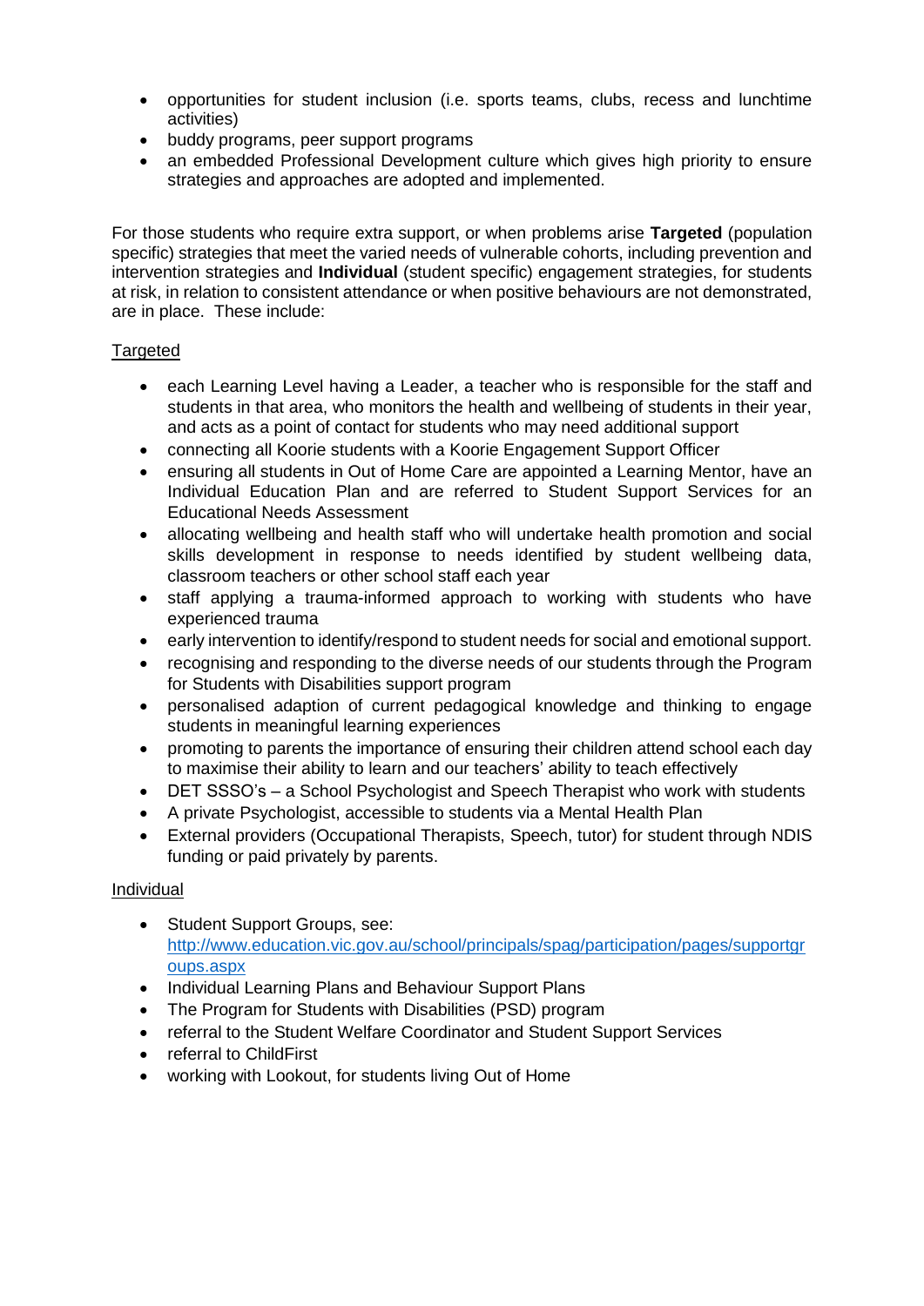- opportunities for student inclusion (i.e. sports teams, clubs, recess and lunchtime activities)
- buddy programs, peer support programs
- an embedded Professional Development culture which gives high priority to ensure strategies and approaches are adopted and implemented.

For those students who require extra support, or when problems arise **Targeted** (population specific) strategies that meet the varied needs of vulnerable cohorts, including prevention and intervention strategies and **Individual** (student specific) engagement strategies, for students at risk, in relation to consistent attendance or when positive behaviours are not demonstrated, are in place. These include:

<u>Targeted</u>

- each Learning Level having a Leader, a teacher who is responsible for the staff and students in that area, who monitors the health and wellbeing of students in their year, and acts as a point of contact for students who may need additional support
- connecting all Koorie students with a Koorie Engagement Support Officer
- ensuring all students in Out of Home Care are appointed a Learning Mentor, have an Individual Education Plan and are referred to Student Support Services for an Educational Needs Assessment
- allocating wellbeing and health staff who will undertake health promotion and social skills development in response to needs identified by student wellbeing data, classroom teachers or other school staff each year
- staff applying a trauma-informed approach to working with students who have experienced trauma
- early intervention to identify/respond to student needs for social and emotional support.
- recognising and responding to the diverse needs of our students through the Program for Students with Disabilities support program
- personalised adaption of current pedagogical knowledge and thinking to engage students in meaningful learning experiences
- promoting to parents the importance of ensuring their children attend school each day to maximise their ability to learn and our teachers' ability to teach effectively
- DET SSSO's – a School Psychologist and Speech Therapist who work with students
- A private Psychologist, accessible to students via a Mental Health Plan
- External providers (Occupational Therapists, Speech, tutor) for student through NDIS funding or paid privately by parents.

<u>Individual</u>

- Student Support Groups, see: [http://www.education.vic.gov.au/school/principals/spag/participation/pages/supportgroups.aspx](http://www.education.vic.gov.au/school/principals/spag/participation/pages/supportgroups.aspx)
- Individual Learning Plans and Behaviour Support Plans
- The Program for Students with Disabilities (PSD) program
- referral to the Student Welfare Coordinator and Student Support Services
- referral to ChildFirst
- working with Lookout, for students living Out of Home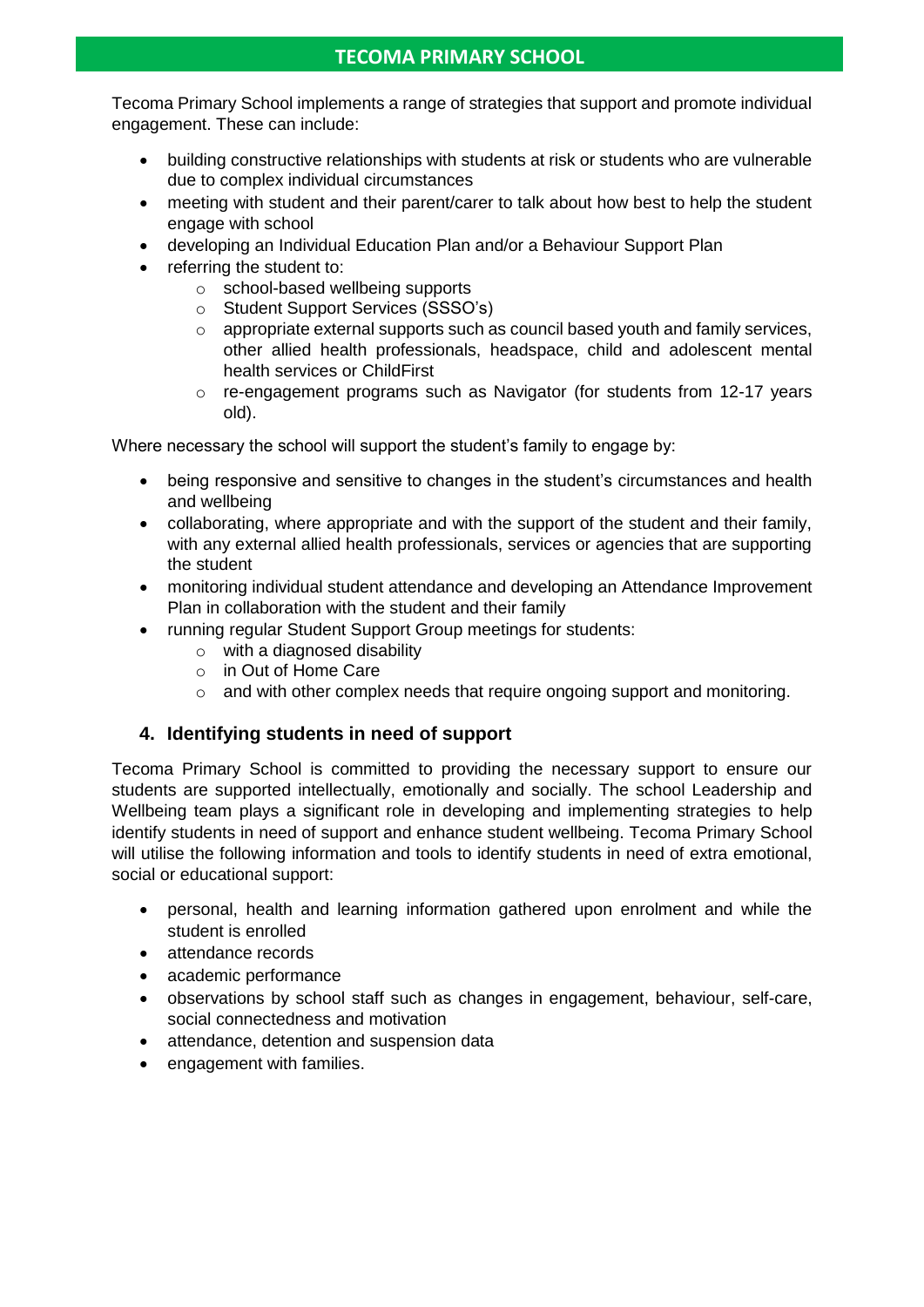Tecoma Primary School implements a range of strategies that support and promote individual engagement. These can include:

- building constructive relationships with students at risk or students who are vulnerable due to complex individual circumstances
- meeting with student and their parent/carer to talk about how best to help the student engage with school
- developing an Individual Education Plan and/or a Behaviour Support Plan
- referring the student to:
  - school-based wellbeing supports
  - Student Support Services (SSSO's)
  - appropriate external supports such as council based youth and family services, other allied health professionals, headspace, child and adolescent mental health services or ChildFirst
  - re-engagement programs such as Navigator (for students from 12-17 years old).

Where necessary the school will support the student's family to engage by:

- being responsive and sensitive to changes in the student's circumstances and health and wellbeing
- collaborating, where appropriate and with the support of the student and their family, with any external allied health professionals, services or agencies that are supporting the student
- monitoring individual student attendance and developing an Attendance Improvement Plan in collaboration with the student and their family
- running regular Student Support Group meetings for students:
  - with a diagnosed disability
  - in Out of Home Care
  - and with other complex needs that require ongoing support and monitoring.

## 4. Identifying students in need of support

Tecoma Primary School is committed to providing the necessary support to ensure our students are supported intellectually, emotionally and socially. The school Leadership and Wellbeing team plays a significant role in developing and implementing strategies to help identify students in need of support and enhance student wellbeing. Tecoma Primary School will utilise the following information and tools to identify students in need of extra emotional, social or educational support:

- personal, health and learning information gathered upon enrolment and while the student is enrolled
- attendance records
- academic performance
- observations by school staff such as changes in engagement, behaviour, self-care, social connectedness and motivation
- attendance, detention and suspension data
- engagement with families.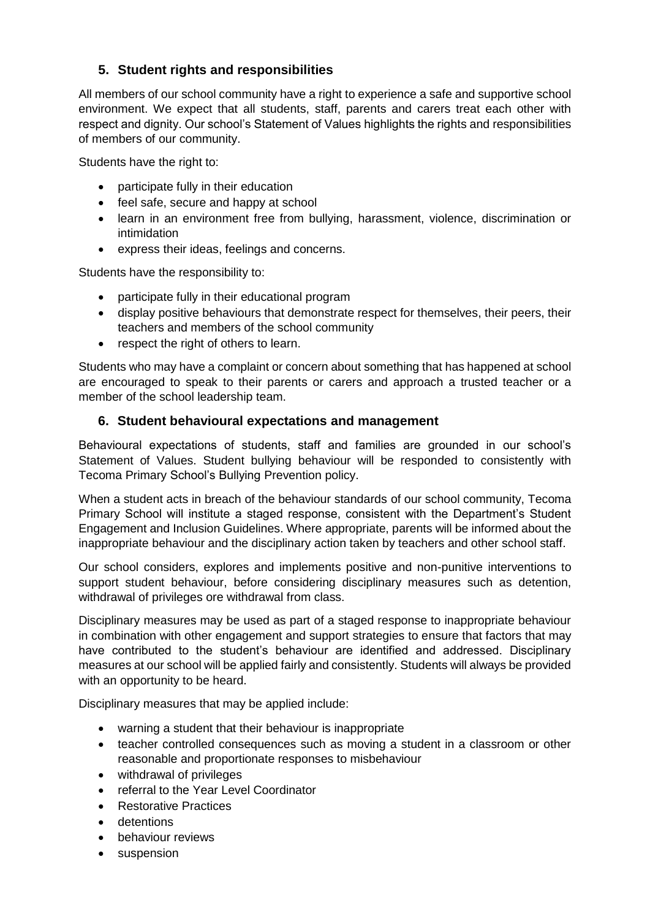## 5. Student rights and responsibilities

All members of our school community have a right to experience a safe and supportive school environment. We expect that all students, staff, parents and carers treat each other with respect and dignity. Our school's Statement of Values highlights the rights and responsibilities of members of our community.

Students have the right to:

- participate fully in their education
- feel safe, secure and happy at school
- learn in an environment free from bullying, harassment, violence, discrimination or intimidation
- express their ideas, feelings and concerns.

Students have the responsibility to:

- participate fully in their educational program
- display positive behaviours that demonstrate respect for themselves, their peers, their teachers and members of the school community
- respect the right of others to learn.

Students who may have a complaint or concern about something that has happened at school are encouraged to speak to their parents or carers and approach a trusted teacher or a member of the school leadership team.

## 6. Student behavioural expectations and management

Behavioural expectations of students, staff and families are grounded in our school's Statement of Values. Student bullying behaviour will be responded to consistently with Tecoma Primary School's Bullying Prevention policy.

When a student acts in breach of the behaviour standards of our school community, Tecoma Primary School will institute a staged response, consistent with the Department's Student Engagement and Inclusion Guidelines. Where appropriate, parents will be informed about the inappropriate behaviour and the disciplinary action taken by teachers and other school staff.

Our school considers, explores and implements positive and non-punitive interventions to support student behaviour, before considering disciplinary measures such as detention, withdrawal of privileges ore withdrawal from class.

Disciplinary measures may be used as part of a staged response to inappropriate behaviour in combination with other engagement and support strategies to ensure that factors that may have contributed to the student's behaviour are identified and addressed. Disciplinary measures at our school will be applied fairly and consistently. Students will always be provided with an opportunity to be heard.

Disciplinary measures that may be applied include:

- warning a student that their behaviour is inappropriate
- teacher controlled consequences such as moving a student in a classroom or other reasonable and proportionate responses to misbehaviour
- withdrawal of privileges
- referral to the Year Level Coordinator
- Restorative Practices
- detentions
- behaviour reviews
- suspension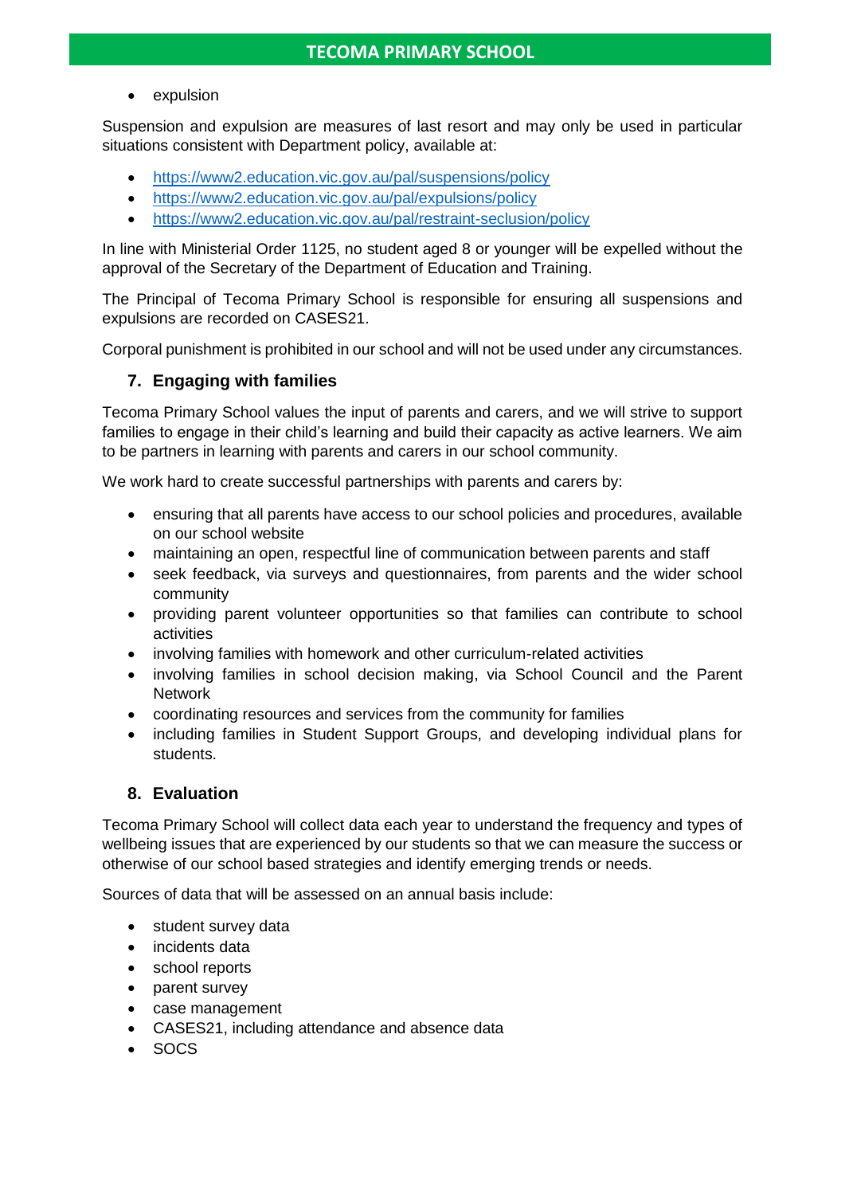- expulsion

Suspension and expulsion are measures of last resort and may only be used in particular situations consistent with Department policy, available at:

- https://www2.education.vic.gov.au/pal/suspensions/policy
- https://www2.education.vic.gov.au/pal/expulsions/policy
- https://www2.education.vic.gov.au/pal/restraint-seclusion/policy

In line with Ministerial Order 1125, no student aged 8 or younger will be expelled without the approval of the Secretary of the Department of Education and Training.

The Principal of Tecoma Primary School is responsible for ensuring all suspensions and expulsions are recorded on CASES21.

Corporal punishment is prohibited in our school and will not be used under any circumstances.

## 7. Engaging with families

Tecoma Primary School values the input of parents and carers, and we will strive to support families to engage in their child's learning and build their capacity as active learners. We aim to be partners in learning with parents and carers in our school community.

We work hard to create successful partnerships with parents and carers by:

- ensuring that all parents have access to our school policies and procedures, available on our school website
- maintaining an open, respectful line of communication between parents and staff
- seek feedback, via surveys and questionnaires, from parents and the wider school community
- providing parent volunteer opportunities so that families can contribute to school activities
- involving families with homework and other curriculum-related activities
- involving families in school decision making, via School Council and the Parent Network
- coordinating resources and services from the community for families
- including families in Student Support Groups, and developing individual plans for students.

## 8. Evaluation

Tecoma Primary School will collect data each year to understand the frequency and types of wellbeing issues that are experienced by our students so that we can measure the success or otherwise of our school based strategies and identify emerging trends or needs.

Sources of data that will be assessed on an annual basis include:

- student survey data
- incidents data
- school reports
- parent survey
- case management
- CASES21, including attendance and absence data
- SOCS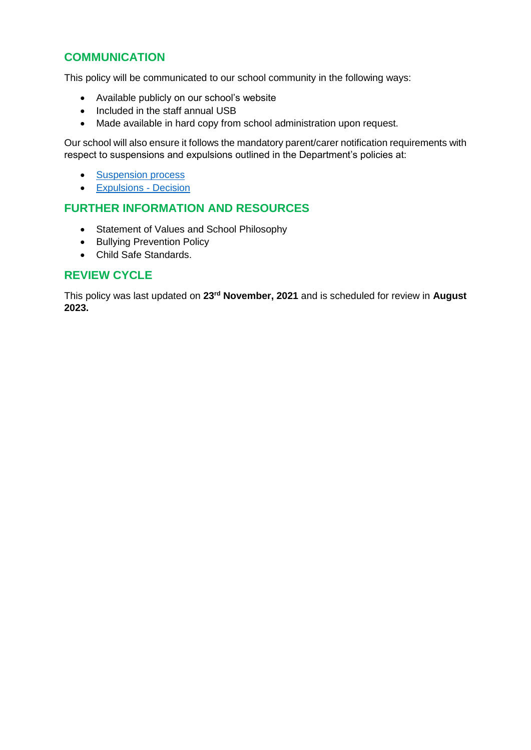## COMMUNICATION

This policy will be communicated to our school community in the following ways:

- Available publicly on our school's website
- Included in the staff annual USB
- Made available in hard copy from school administration upon request.

Our school will also ensure it follows the mandatory parent/carer notification requirements with respect to suspensions and expulsions outlined in the Department's policies at:

- Suspension process
- Expulsions - Decision

## FURTHER INFORMATION AND RESOURCES

- Statement of Values and School Philosophy
- Bullying Prevention Policy
- Child Safe Standards.

## REVIEW CYCLE

This policy was last updated on **23rd November, 2021** and is scheduled for review in **August 2023.**